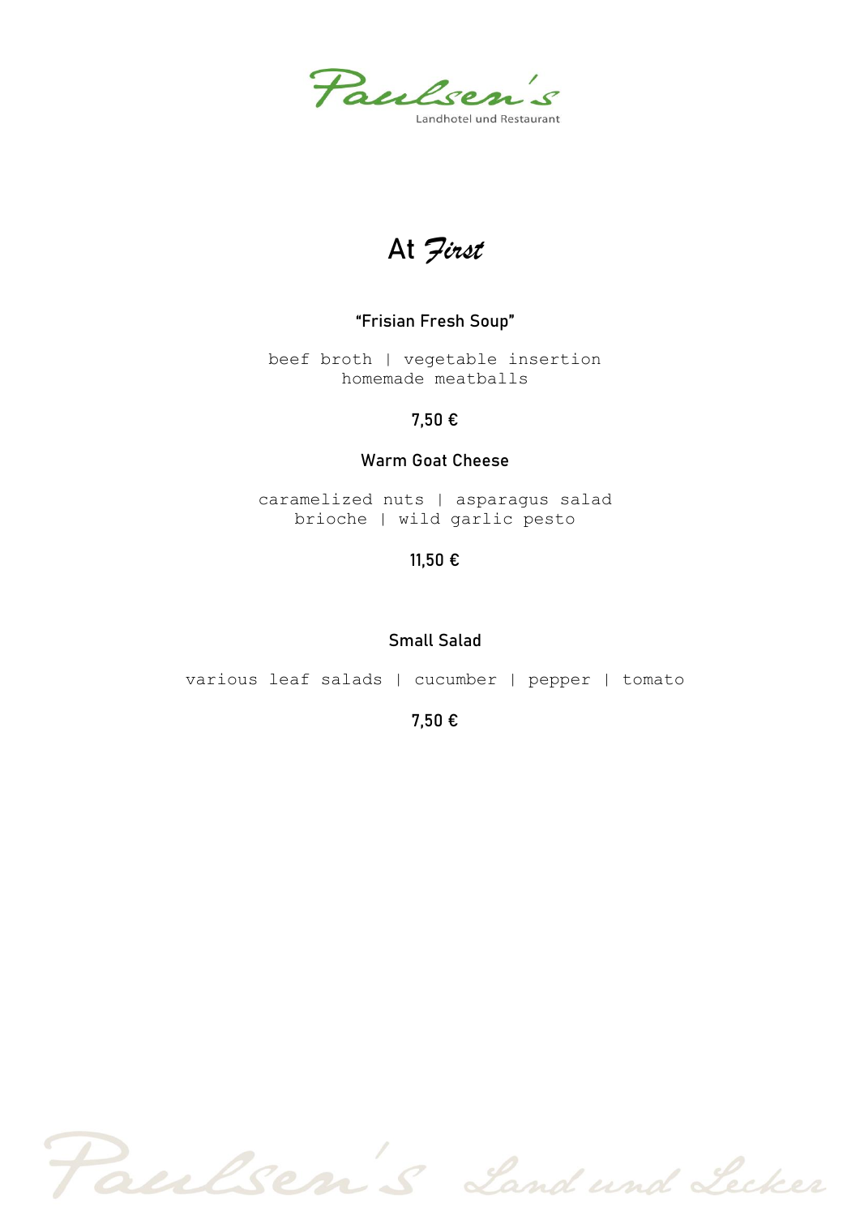# Paulsen's

Landhotel und Restaurant

## At *First*

### "Frisian Fresh Soup"

beef broth | vegetable insertion
homemade meatballs

**7,50 €**

### Warm Goat Cheese

caramelized nuts | asparagus salad
brioche | wild garlic pesto

**11,50 €**

### Small Salad

various leaf salads | cucumber | pepper | tomato

**7,50 €**

Paulsen's Land und Lecker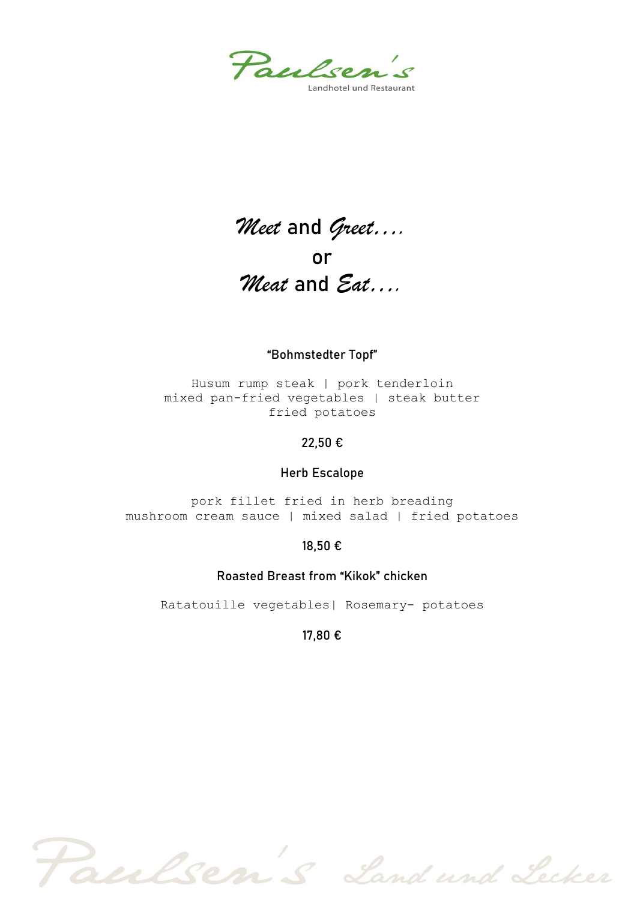Paulsen's
Landhotel und Restaurant

# *Meet* and *Greet....*
# or
# *Meat* and *Eat....*

### "Bohmstedter Topf"

Husum rump steak | pork tenderloin
mixed pan-fried vegetables | steak butter
fried potatoes

**22,50 €**

### Herb Escalope

pork fillet fried in herb breading
mushroom cream sauce | mixed salad | fried potatoes

**18,50 €**

### Roasted Breast from "Kikok" chicken

Ratatouille vegetables| Rosemary- potatoes

**17,80 €**

Paulsen's Land und Lecker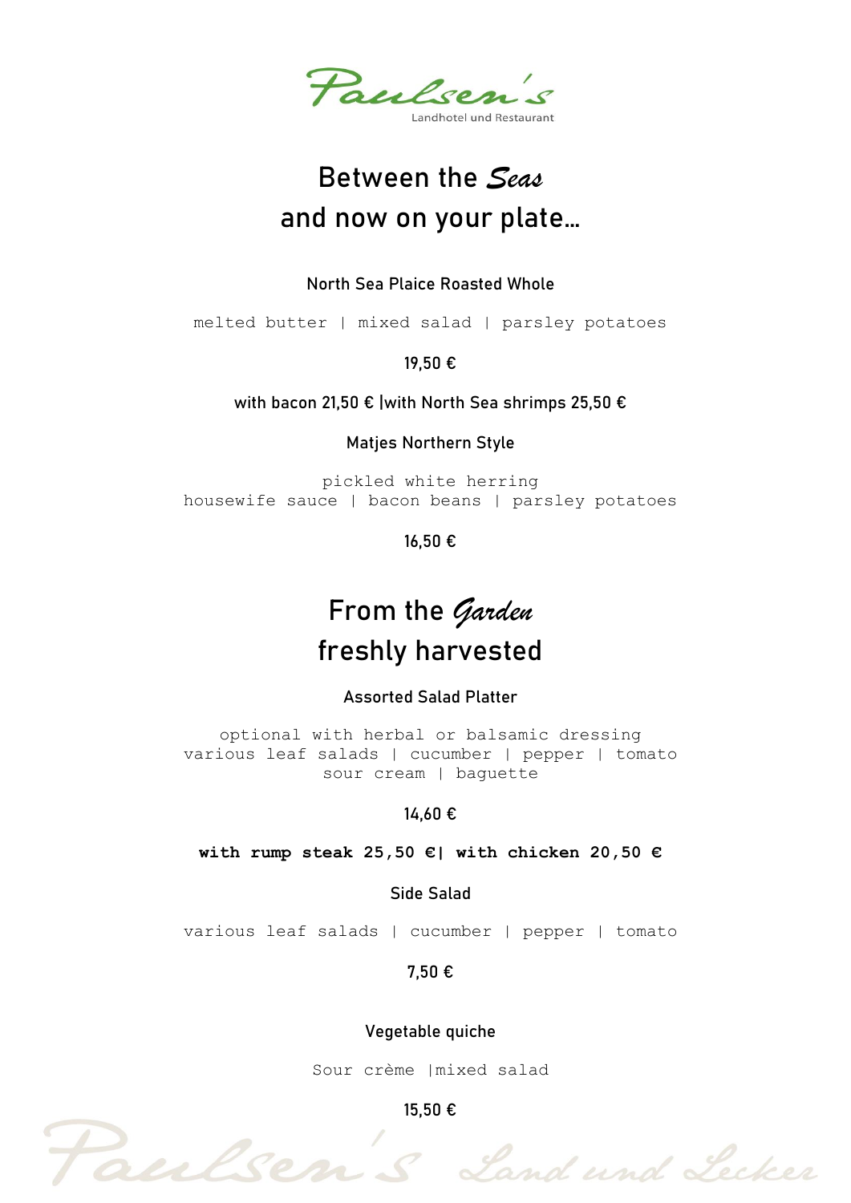# Between the *Seas* and now on your plate…

### North Sea Plaice Roasted Whole

melted butter | mixed salad | parsley potatoes

19,50 €

with bacon 21,50 € |with North Sea shrimps 25,50 €

### Matjes Northern Style

pickled white herring
housewife sauce | bacon beans | parsley potatoes

16,50 €

# From the *Garden* freshly harvested

### Assorted Salad Platter

optional with herbal or balsamic dressing
various leaf salads | cucumber | pepper | tomato
sour cream | baguette

14,60 €

**with rump steak 25,50 €| with chicken 20,50 €**

### Side Salad

various leaf salads | cucumber | pepper | tomato

7,50 €

### Vegetable quiche

Sour crème |mixed salad

15,50 €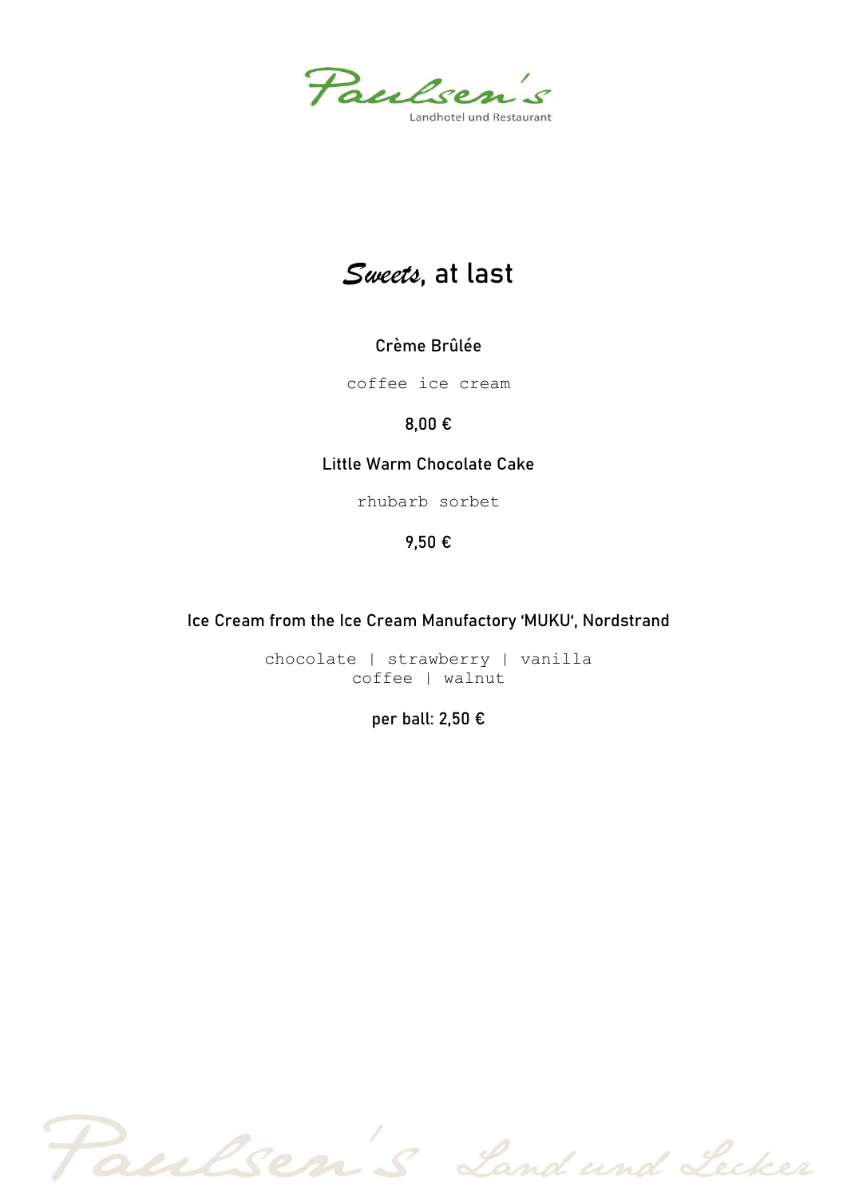Paulsen's
Landhotel und Restaurant

# *Sweets*, at last

**Crème Brûlée**

coffee ice cream

**8,00 €**

**Little Warm Chocolate Cake**

rhubarb sorbet

**9,50 €**

**Ice Cream from the Ice Cream Manufactory 'MUKU', Nordstrand**

chocolate | strawberry | vanilla
coffee | walnut

**per ball: 2,50 €**

Paulsen's Land und Lecker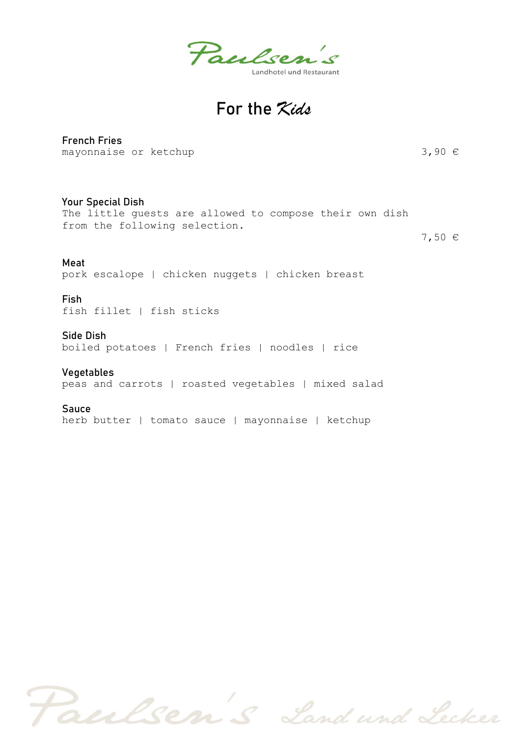Paulsen's

Landhotel und Restaurant

# For the *Kids*

**French Fries**
mayonnaise or ketchup 3,90 €

**Your Special Dish**
The little guests are allowed to compose their own dish from the following selection.
7,50 €

**Meat**
pork escalope | chicken nuggets | chicken breast

**Fish**
fish fillet | fish sticks

**Side Dish**
boiled potatoes | French fries | noodles | rice

**Vegetables**
peas and carrots | roasted vegetables | mixed salad

**Sauce**
herb butter | tomato sauce | mayonnaise | ketchup